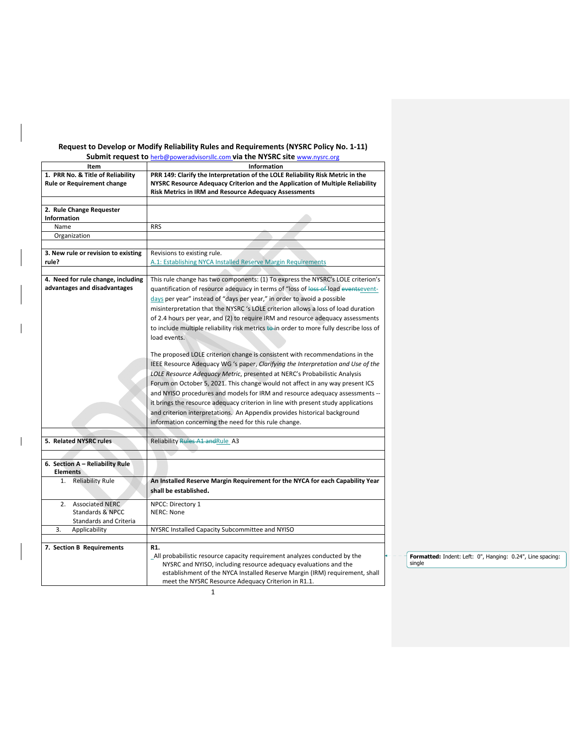**Request to Develop or Modify Reliability Rules and Requirements (NYSRC Policy No. 1-11)**

**Submit request to** herb@poweradvisorsllc.com **via the NYSRC site** www.nysrc.org

| Item | Information |
|---|---|
| **1. PRR No. & Title of Reliability Rule or Requirement change** | **PRR 149: Clarify the Interpretation of the LOLE Reliability Risk Metric in the NYSRC Resource Adequacy Criterion and the Application of Multiple Reliability Risk Metrics in IRM and Resource Adequacy Assessments** |
| | |
| **2. Rule Change Requester Information** | |
| Name | RRS |
| Organization | |
| | |
| **3. New rule or revision to existing rule?** | Revisions to existing rule. A.1: Establishing NYCA Installed Reserve Margin Requirements |
| | |
| **4. Need for rule change, including advantages and disadvantages** | This rule change has two components: (1) To express the NYSRC's LOLE criterion's quantification of resource adequacy in terms of "loss of ~~loss of~~ load ~~events~~event-days per year" instead of "days per year," in order to avoid a possible misinterpretation that the NYSRC 's LOLE criterion allows a loss of load duration of 2.4 hours per year, and (2) to require IRM and resource adequacy assessments to include multiple reliability risk metrics ~~to~~ in order to more fully describe loss of load events.<br><br>The proposed LOLE criterion change is consistent with recommendations in the IEEE Resource Adequacy WG 's paper, *Clarifying the Interpretation and Use of the LOLE Resource Adequacy Metric*, presented at NERC's Probabilistic Analysis Forum on October 5, 2021. This change would not affect in any way present ICS and NYISO procedures and models for IRM and resource adequacy assessments -- it brings the resource adequacy criterion in line with present study applications and criterion interpretations. An Appendix provides historical background information concerning the need for this rule change. |
| | |
| **5. Related NYSRC rules** | Reliability ~~Rules A1 and~~ Rule A3 |
| | |
| **6. Section A – Reliability Rule Elements** | |
| 1. Reliability Rule | **An Installed Reserve Margin Requirement for the NYCA for each Capability Year shall be established.** |
| 2. Associated NERC Standards & NPCC Standards and Criteria | NPCC: Directory 1<br>NERC: None |
| 3. Applicability | NYSRC Installed Capacity Subcommittee and NYISO |
| | |
| **7. Section B Requirements** | **R1.**<br>All probabilistic resource capacity requirement analyzes conducted by the NYSRC and NYISO, including resource adequacy evaluations and the establishment of the NYCA Installed Reserve Margin (IRM) requirement, shall meet the NYSRC Resource Adequacy Criterion in R1.1. |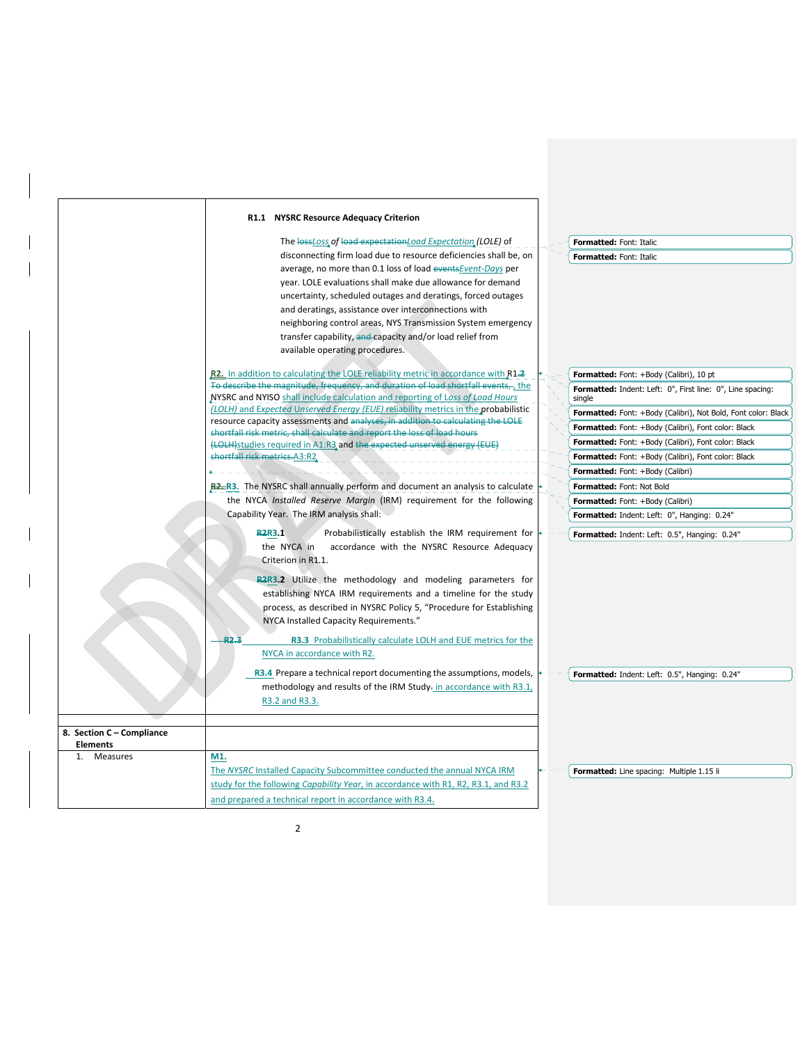|  |  |
|---|---|
|  | **R1.1 NYSRC Resource Adequacy Criterion**<br><br>The lossLoss of load expectationLoad Expectation (LOLE) of disconnecting firm load due to resource deficiencies shall be, on average, no more than 0.1 loss of load eventsEvent-Days per year. LOLE evaluations shall make due allowance for demand uncertainty, scheduled outages and deratings, forced outages and deratings, assistance over interconnections with neighboring control areas, NYS Transmission System emergency transfer capability, and capacity and/or load relief from available operating procedures.<br><br>**R2.** In addition to calculating the LOLE reliability metric in accordance with R1.2 To describe the magnitude, frequency, and duration of load shortfall events, , the NYSRC and NYISO shall include calculation and reporting of *Loss of Load Hours (LOLH)* and *Expected Unserved Energy (EUE)* reliability metrics in the probabilistic resource capacity assessments and analyses, in addition to calculating the LOLE shortfall risk metric, shall calculate and report the loss of load hours (LOLH)studies required in A1:R3 and the expected unserved energy (EUE) shortfall risk metrics.A3:R2<br><br>**R2. R3.** The NYSRC shall annually perform and document an analysis to calculate the NYCA *Installed Reserve Margin* (IRM) requirement for the following Capability Year. The IRM analysis shall:<br><br>**R2R3.1** Probabilistically establish the IRM requirement for the NYCA in accordance with the NYSRC Resource Adequacy Criterion in R1.1.<br><br>**R2R3.2** Utilize the methodology and modeling parameters for establishing NYCA IRM requirements and a timeline for the study process, as described in NYSRC Policy 5, "Procedure for Establishing NYCA Installed Capacity Requirements."<br><br>**R2.3** **R3.3** Probabilistically calculate LOLH and EUE metrics for the NYCA in accordance with R2.<br><br>**R3.4** Prepare a technical report documenting the assumptions, models, methodology and results of the IRM Study. in accordance with R3.1, R3.2 and R3.3. |
|  |  |
| **8. Section C – Compliance Elements** |  |
| 1. Measures | **M1.**<br>The *NYSRC* Installed Capacity Subcommittee conducted the annual NYCA IRM study for the following *Capability Year*, in accordance with R1, R2, R3.1, and R3.2 and prepared a technical report in accordance with R3.4. |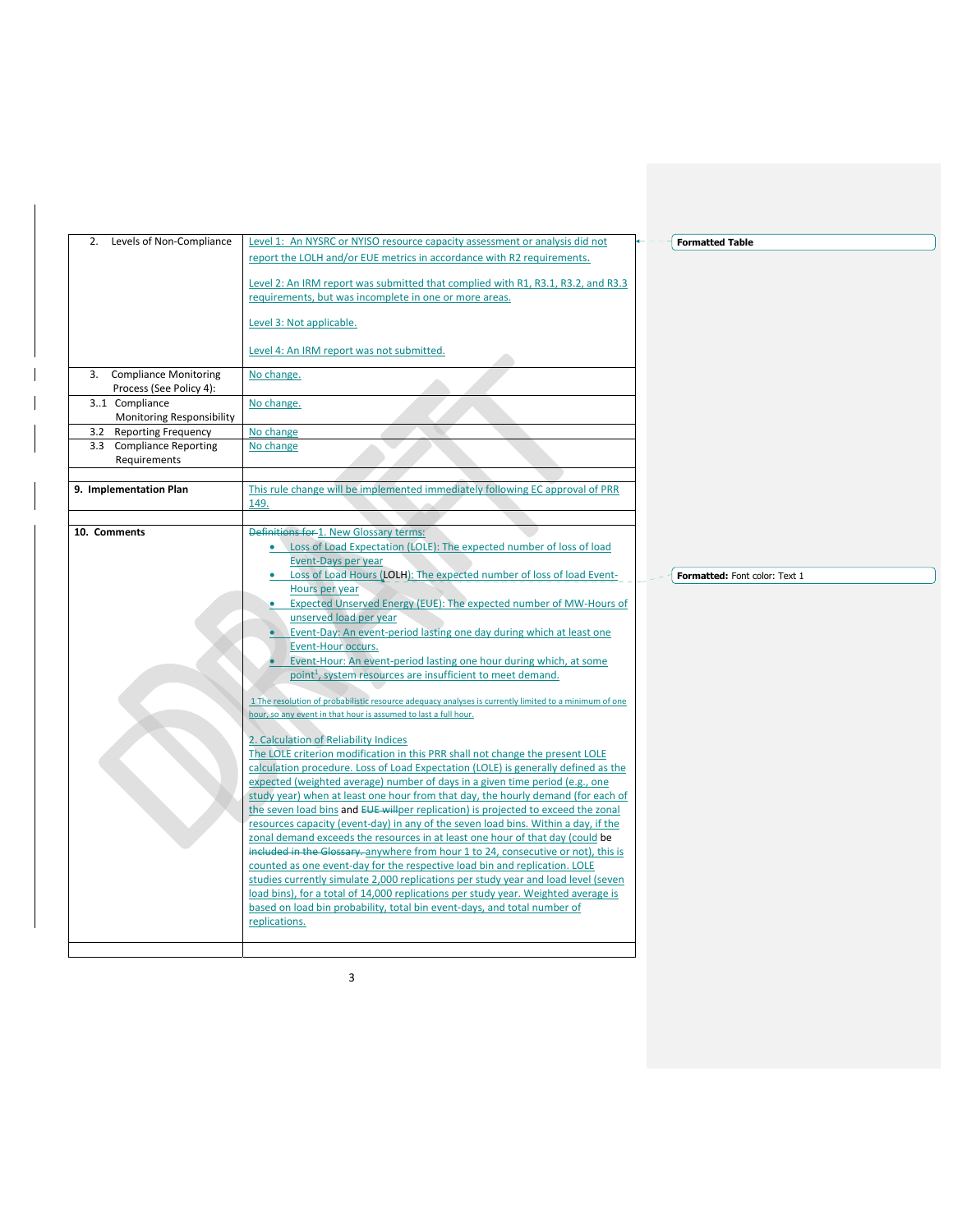| 2. Levels of Non-Compliance | Level 1: An NYSRC or NYISO resource capacity assessment or analysis did not report the LOLH and/or EUE metrics in accordance with R2 requirements.<br><br>Level 2: An IRM report was submitted that complied with R1, R3.1, R3.2, and R3.3 requirements, but was incomplete in one or more areas.<br><br>Level 3: Not applicable.<br><br>Level 4: An IRM report was not submitted. |
|---|---|
| 3. Compliance Monitoring Process (See Policy 4): | No change. |
| 3..1 Compliance Monitoring Responsibility | No change. |
| 3.2 Reporting Frequency | No change |
| 3.3 Compliance Reporting Requirements | No change |
| | |
| **9. Implementation Plan** | This rule change will be implemented immediately following EC approval of PRR 149. |
| | |
| **10. Comments** | ~~Definitions for~~ 1. New Glossary terms:<br>• Loss of Load Expectation (LOLE): The expected number of loss of load Event-Days per year<br>• Loss of Load Hours (LOLH): The expected number of loss of load Event-Hours per year<br>• Expected Unserved Energy (EUE): The expected number of MW-Hours of unserved load per year<br>• Event-Day: An event-period lasting one day during which at least one Event-Hour occurs.<br>• Event-Hour: An event-period lasting one hour during which, at some point[1], system resources are insufficient to meet demand.<br><br>1 The resolution of probabilistic resource adequacy analyses is currently limited to a minimum of one hour, so any event in that hour is assumed to last a full hour.<br><br>2. Calculation of Reliability Indices<br>The LOLE criterion modification in this PRR shall not change the present LOLE calculation procedure. Loss of Load Expectation (LOLE) is generally defined as the expected (weighted average) number of days in a given time period (e.g., one study year) when at least one hour from that day, the hourly demand (for each of the seven load bins and ~~EUE will~~per replication) is projected to exceed the zonal resources capacity (event-day) in any of the seven load bins. Within a day, if the zonal demand exceeds the resources in at least one hour of that day (could be ~~included in the Glossary.~~ anywhere from hour 1 to 24, consecutive or not), this is counted as one event-day for the respective load bin and replication. LOLE studies currently simulate 2,000 replications per study year and load level (seven load bins), for a total of 14,000 replications per study year. Weighted average is based on load bin probability, total bin event-days, and total number of replications. |
| | |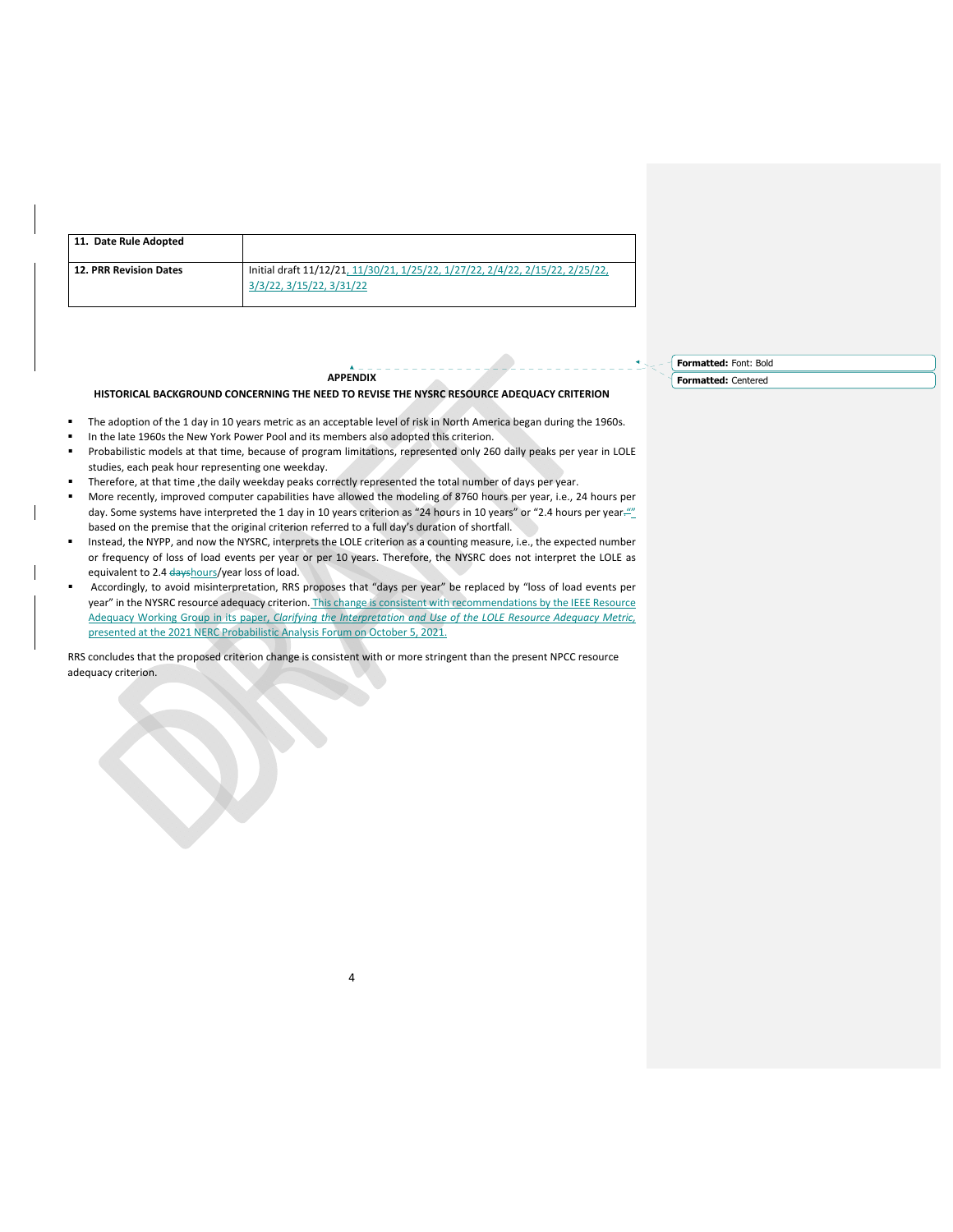| | |
|---|---|
| **11. Date Rule Adopted** | |
| **12. PRR Revision Dates** | Initial draft 11/12/21, 11/30/21, 1/25/22, 1/27/22, 2/4/22, 2/15/22, 2/25/22, 3/3/22, 3/15/22, 3/31/22 |

**APPENDIX**

**HISTORICAL BACKGROUND CONCERNING THE NEED TO REVISE THE NYSRC RESOURCE ADEQUACY CRITERION**

- The adoption of the 1 day in 10 years metric as an acceptable level of risk in North America began during the 1960s.
- In the late 1960s the New York Power Pool and its members also adopted this criterion.
- Probabilistic models at that time, because of program limitations, represented only 260 daily peaks per year in LOLE studies, each peak hour representing one weekday.
- Therefore, at that time ,the daily weekday peaks correctly represented the total number of days per year.
- More recently, improved computer capabilities have allowed the modeling of 8760 hours per year, i.e., 24 hours per day. Some systems have interpreted the 1 day in 10 years criterion as "24 hours in 10 years" or "2.4 hours per year." based on the premise that the original criterion referred to a full day's duration of shortfall.
- Instead, the NYPP, and now the NYSRC, interprets the LOLE criterion as a counting measure, i.e., the expected number or frequency of loss of load events per year or per 10 years. Therefore, the NYSRC does not interpret the LOLE as equivalent to 2.4 ~~days~~hours/year loss of load.
- Accordingly, to avoid misinterpretation, RRS proposes that "days per year" be replaced by "loss of load events per year" in the NYSRC resource adequacy criterion. This change is consistent with recommendations by the IEEE Resource Adequacy Working Group in its paper, *Clarifying the Interpretation and Use of the LOLE Resource Adequacy Metric,* presented at the 2021 NERC Probabilistic Analysis Forum on October 5, 2021.

RRS concludes that the proposed criterion change is consistent with or more stringent than the present NPCC resource adequacy criterion.

Formatted: Font: Bold

Formatted: Centered